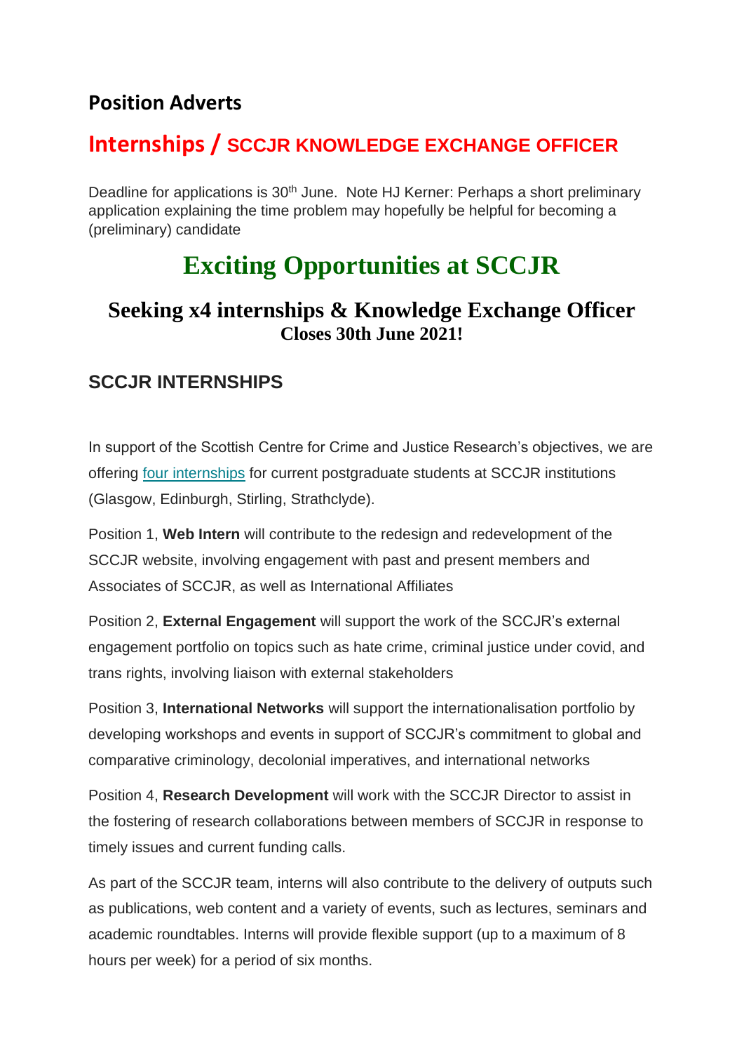## Position Adverts

## Internships / SCCJR KNOWLEDGE EXCHANGE OFFICER

Deadline for applications is 30th June. Note HJ Kerner: Perhaps a short preliminary application explaining the time problem may hopefully be helpful for becoming a (preliminary) candidate

# Exciting Opportunities at SCCJR

## Seeking x4 internships & Knowledge Exchange Officer

**Closes 30th June 2021!**

### SCCJR INTERNSHIPS

In support of the Scottish Centre for Crime and Justice Research's objectives, we are offering [four internships] for current postgraduate students at SCCJR institutions (Glasgow, Edinburgh, Stirling, Strathclyde).

Position 1, **Web Intern** will contribute to the redesign and redevelopment of the SCCJR website, involving engagement with past and present members and Associates of SCCJR, as well as International Affiliates

Position 2, **External Engagement** will support the work of the SCCJR's external engagement portfolio on topics such as hate crime, criminal justice under covid, and trans rights, involving liaison with external stakeholders

Position 3, **International Networks** will support the internationalisation portfolio by developing workshops and events in support of SCCJR's commitment to global and comparative criminology, decolonial imperatives, and international networks

Position 4, **Research Development** will work with the SCCJR Director to assist in the fostering of research collaborations between members of SCCJR in response to timely issues and current funding calls.

As part of the SCCJR team, interns will also contribute to the delivery of outputs such as publications, web content and a variety of events, such as lectures, seminars and academic roundtables. Interns will provide flexible support (up to a maximum of 8 hours per week) for a period of six months.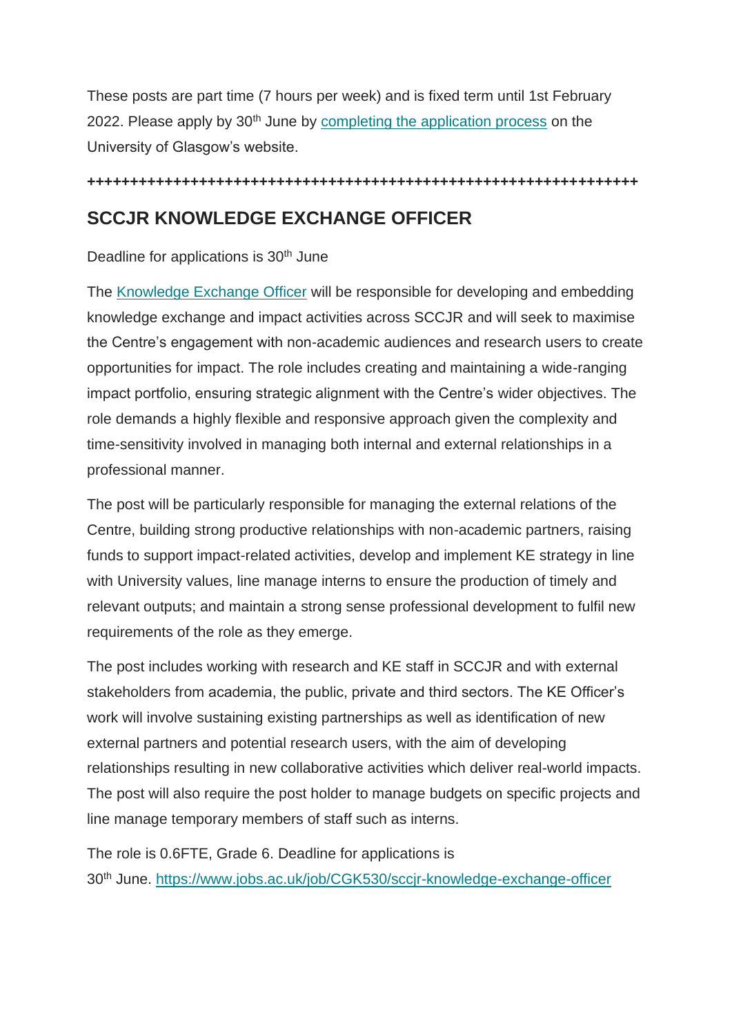These posts are part time (7 hours per week) and is fixed term until 1st February 2022. Please apply by 30th June by [completing the application process]() on the University of Glasgow's website.

+++++++++++++++++++++++++++++++++++++++++++++++++++++++++++++++++++

## SCCJR KNOWLEDGE EXCHANGE OFFICER

Deadline for applications is 30th June

The [Knowledge Exchange Officer]() will be responsible for developing and embedding knowledge exchange and impact activities across SCCJR and will seek to maximise the Centre's engagement with non-academic audiences and research users to create opportunities for impact. The role includes creating and maintaining a wide-ranging impact portfolio, ensuring strategic alignment with the Centre's wider objectives. The role demands a highly flexible and responsive approach given the complexity and time-sensitivity involved in managing both internal and external relationships in a professional manner.

The post will be particularly responsible for managing the external relations of the Centre, building strong productive relationships with non-academic partners, raising funds to support impact-related activities, develop and implement KE strategy in line with University values, line manage interns to ensure the production of timely and relevant outputs; and maintain a strong sense professional development to fulfil new requirements of the role as they emerge.

The post includes working with research and KE staff in SCCJR and with external stakeholders from academia, the public, private and third sectors. The KE Officer's work will involve sustaining existing partnerships as well as identification of new external partners and potential research users, with the aim of developing relationships resulting in new collaborative activities which deliver real-world impacts. The post will also require the post holder to manage budgets on specific projects and line manage temporary members of staff such as interns.

The role is 0.6FTE, Grade 6. Deadline for applications is 30th June. [https://www.jobs.ac.uk/job/CGK530/sccjr-knowledge-exchange-officer](https://www.jobs.ac.uk/job/CGK530/sccjr-knowledge-exchange-officer)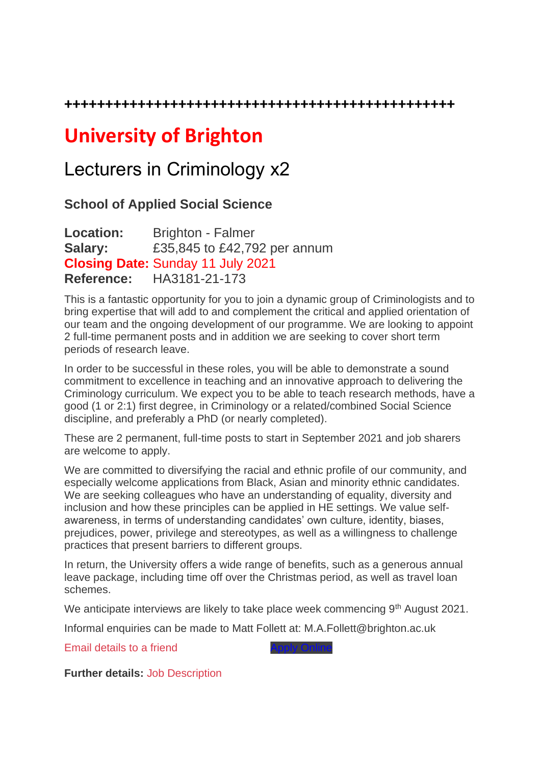++++++++++++++++++++++++++++++++++++++++++++++++++

# University of Brighton

## Lecturers in Criminology x2

### School of Applied Social Science

**Location:** Brighton - Falmer
**Salary:** £35,845 to £42,792 per annum
**Closing Date:** Sunday 11 July 2021
**Reference:** HA3181-21-173

This is a fantastic opportunity for you to join a dynamic group of Criminologists and to bring expertise that will add to and complement the critical and applied orientation of our team and the ongoing development of our programme. We are looking to appoint 2 full-time permanent posts and in addition we are seeking to cover short term periods of research leave.

In order to be successful in these roles, you will be able to demonstrate a sound commitment to excellence in teaching and an innovative approach to delivering the Criminology curriculum. We expect you to be able to teach research methods, have a good (1 or 2:1) first degree, in Criminology or a related/combined Social Science discipline, and preferably a PhD (or nearly completed).

These are 2 permanent, full-time posts to start in September 2021 and job sharers are welcome to apply.

We are committed to diversifying the racial and ethnic profile of our community, and especially welcome applications from Black, Asian and minority ethnic candidates. We are seeking colleagues who have an understanding of equality, diversity and inclusion and how these principles can be applied in HE settings. We value self-awareness, in terms of understanding candidates' own culture, identity, biases, prejudices, power, privilege and stereotypes, as well as a willingness to challenge practices that present barriers to different groups.

In return, the University offers a wide range of benefits, such as a generous annual leave package, including time off over the Christmas period, as well as travel loan schemes.

We anticipate interviews are likely to take place week commencing 9th August 2021.

Informal enquiries can be made to Matt Follett at: M.A.Follett@brighton.ac.uk

Email details to a friend Apply Online

**Further details:** Job Description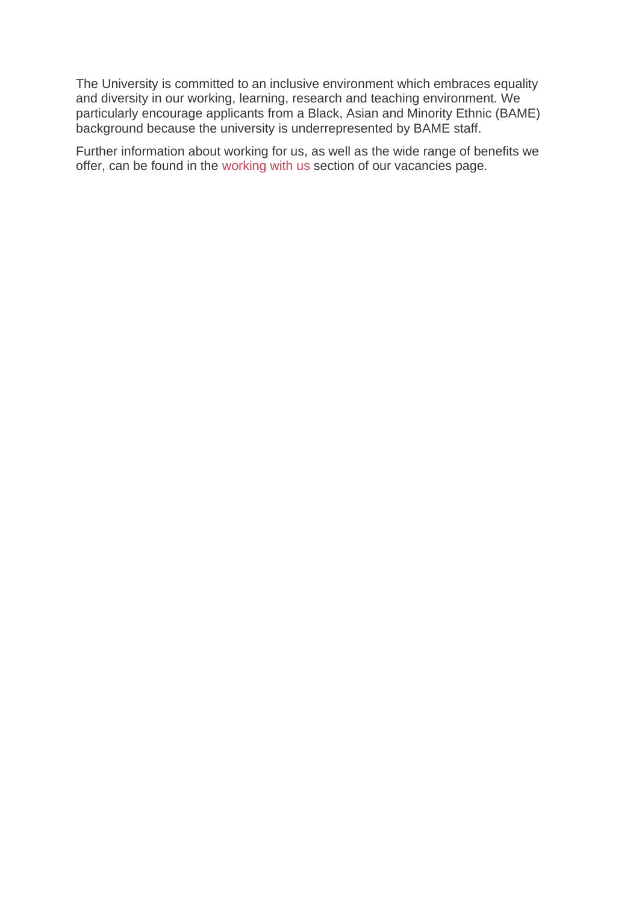The University is committed to an inclusive environment which embraces equality and diversity in our working, learning, research and teaching environment. We particularly encourage applicants from a Black, Asian and Minority Ethnic (BAME) background because the university is underrepresented by BAME staff.

Further information about working for us, as well as the wide range of benefits we offer, can be found in the working with us section of our vacancies page.